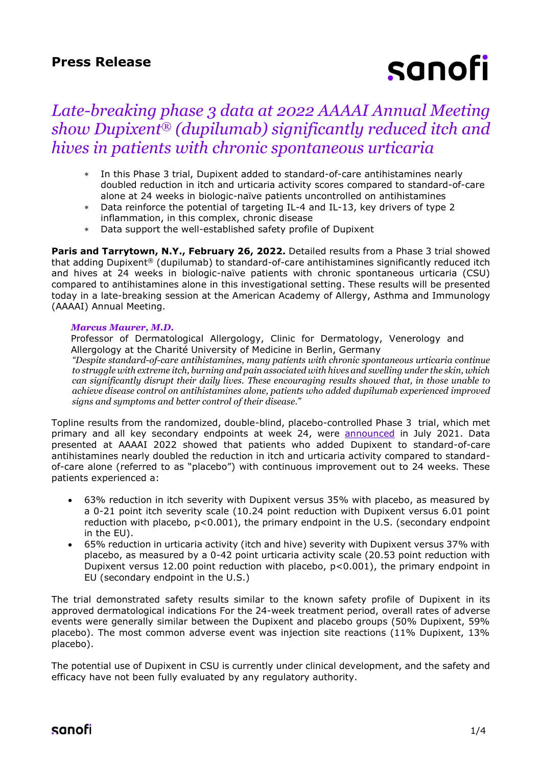# Press Release

sanofi

## *Late-breaking phase 3 data at 2022 AAAAI Annual Meeting show Dupixent® (dupilumab) significantly reduced itch and hives in patients with chronic spontaneous urticaria*

* In this Phase 3 trial, Dupixent added to standard-of-care antihistamines nearly doubled reduction in itch and urticaria activity scores compared to standard-of-care alone at 24 weeks in biologic-naïve patients uncontrolled on antihistamines
* Data reinforce the potential of targeting IL-4 and IL-13, key drivers of type 2 inflammation, in this complex, chronic disease
* Data support the well-established safety profile of Dupixent

**Paris and Tarrytown, N.Y., February 26, 2022.** Detailed results from a Phase 3 trial showed that adding Dupixent® (dupilumab) to standard-of-care antihistamines significantly reduced itch and hives at 24 weeks in biologic-naïve patients with chronic spontaneous urticaria (CSU) compared to antihistamines alone in this investigational setting. These results will be presented today in a late-breaking session at the American Academy of Allergy, Asthma and Immunology (AAAAI) Annual Meeting.

> ***Marcus Maurer, M.D.***
> Professor of Dermatological Allergology, Clinic for Dermatology, Venerology and Allergology at the Charité University of Medicine in Berlin, Germany
> *"Despite standard-of-care antihistamines, many patients with chronic spontaneous urticaria continue to struggle with extreme itch, burning and pain associated with hives and swelling under the skin, which can significantly disrupt their daily lives. These encouraging results showed that, in those unable to achieve disease control on antihistamines alone, patients who added dupilumab experienced improved signs and symptoms and better control of their disease."*

Topline results from the randomized, double-blind, placebo-controlled Phase 3 trial, which met primary and all key secondary endpoints at week 24, were announced in July 2021. Data presented at AAAAI 2022 showed that patients who added Dupixent to standard-of-care antihistamines nearly doubled the reduction in itch and urticaria activity compared to standard-of-care alone (referred to as "placebo") with continuous improvement out to 24 weeks. These patients experienced a:

- 63% reduction in itch severity with Dupixent versus 35% with placebo, as measured by a 0-21 point itch severity scale (10.24 point reduction with Dupixent versus 6.01 point reduction with placebo, $p<0.001$), the primary endpoint in the U.S. (secondary endpoint in the EU).
- 65% reduction in urticaria activity (itch and hive) severity with Dupixent versus 37% with placebo, as measured by a 0-42 point urticaria activity scale (20.53 point reduction with Dupixent versus 12.00 point reduction with placebo, $p<0.001$), the primary endpoint in EU (secondary endpoint in the U.S.)

The trial demonstrated safety results similar to the known safety profile of Dupixent in its approved dermatological indications For the 24-week treatment period, overall rates of adverse events were generally similar between the Dupixent and placebo groups (50% Dupixent, 59% placebo). The most common adverse event was injection site reactions (11% Dupixent, 13% placebo).

The potential use of Dupixent in CSU is currently under clinical development, and the safety and efficacy have not been fully evaluated by any regulatory authority.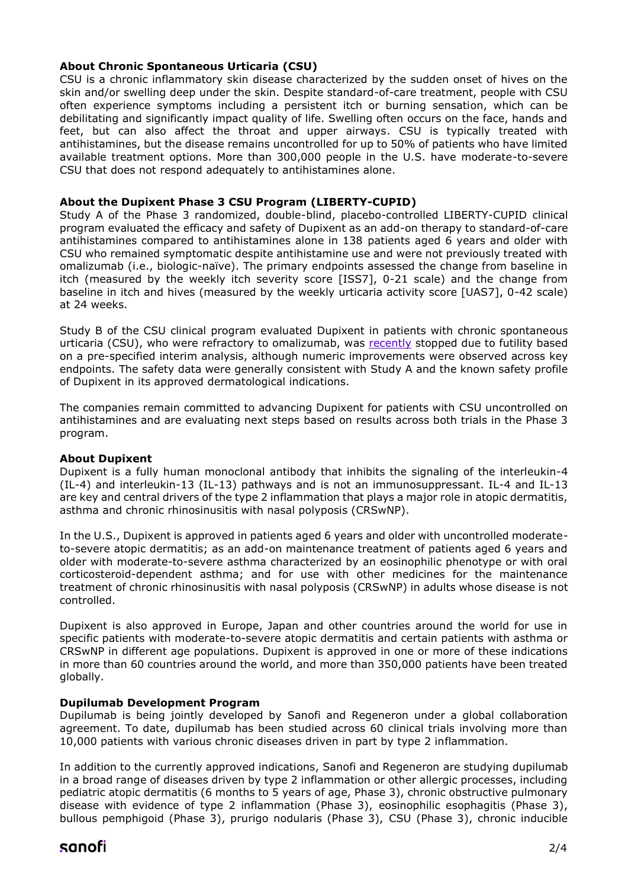### About Chronic Spontaneous Urticaria (CSU)

CSU is a chronic inflammatory skin disease characterized by the sudden onset of hives on the skin and/or swelling deep under the skin. Despite standard-of-care treatment, people with CSU often experience symptoms including a persistent itch or burning sensation, which can be debilitating and significantly impact quality of life. Swelling often occurs on the face, hands and feet, but can also affect the throat and upper airways. CSU is typically treated with antihistamines, but the disease remains uncontrolled for up to 50% of patients who have limited available treatment options. More than 300,000 people in the U.S. have moderate-to-severe CSU that does not respond adequately to antihistamines alone.

### About the Dupixent Phase 3 CSU Program (LIBERTY-CUPID)

Study A of the Phase 3 randomized, double-blind, placebo-controlled LIBERTY-CUPID clinical program evaluated the efficacy and safety of Dupixent as an add-on therapy to standard-of-care antihistamines compared to antihistamines alone in 138 patients aged 6 years and older with CSU who remained symptomatic despite antihistamine use and were not previously treated with omalizumab (i.e., biologic-naïve). The primary endpoints assessed the change from baseline in itch (measured by the weekly itch severity score [ISS7], 0-21 scale) and the change from baseline in itch and hives (measured by the weekly urticaria activity score [UAS7], 0-42 scale) at 24 weeks.

Study B of the CSU clinical program evaluated Dupixent in patients with chronic spontaneous urticaria (CSU), who were refractory to omalizumab, was recently stopped due to futility based on a pre-specified interim analysis, although numeric improvements were observed across key endpoints. The safety data were generally consistent with Study A and the known safety profile of Dupixent in its approved dermatological indications.

The companies remain committed to advancing Dupixent for patients with CSU uncontrolled on antihistamines and are evaluating next steps based on results across both trials in the Phase 3 program.

### About Dupixent

Dupixent is a fully human monoclonal antibody that inhibits the signaling of the interleukin-4 (IL-4) and interleukin-13 (IL-13) pathways and is not an immunosuppressant. IL-4 and IL-13 are key and central drivers of the type 2 inflammation that plays a major role in atopic dermatitis, asthma and chronic rhinosinusitis with nasal polyposis (CRSwNP).

In the U.S., Dupixent is approved in patients aged 6 years and older with uncontrolled moderate-to-severe atopic dermatitis; as an add-on maintenance treatment of patients aged 6 years and older with moderate-to-severe asthma characterized by an eosinophilic phenotype or with oral corticosteroid-dependent asthma; and for use with other medicines for the maintenance treatment of chronic rhinosinusitis with nasal polyposis (CRSwNP) in adults whose disease is not controlled.

Dupixent is also approved in Europe, Japan and other countries around the world for use in specific patients with moderate-to-severe atopic dermatitis and certain patients with asthma or CRSwNP in different age populations. Dupixent is approved in one or more of these indications in more than 60 countries around the world, and more than 350,000 patients have been treated globally.

### Dupilumab Development Program

Dupilumab is being jointly developed by Sanofi and Regeneron under a global collaboration agreement. To date, dupilumab has been studied across 60 clinical trials involving more than 10,000 patients with various chronic diseases driven in part by type 2 inflammation.

In addition to the currently approved indications, Sanofi and Regeneron are studying dupilumab in a broad range of diseases driven by type 2 inflammation or other allergic processes, including pediatric atopic dermatitis (6 months to 5 years of age, Phase 3), chronic obstructive pulmonary disease with evidence of type 2 inflammation (Phase 3), eosinophilic esophagitis (Phase 3), bullous pemphigoid (Phase 3), prurigo nodularis (Phase 3), CSU (Phase 3), chronic inducible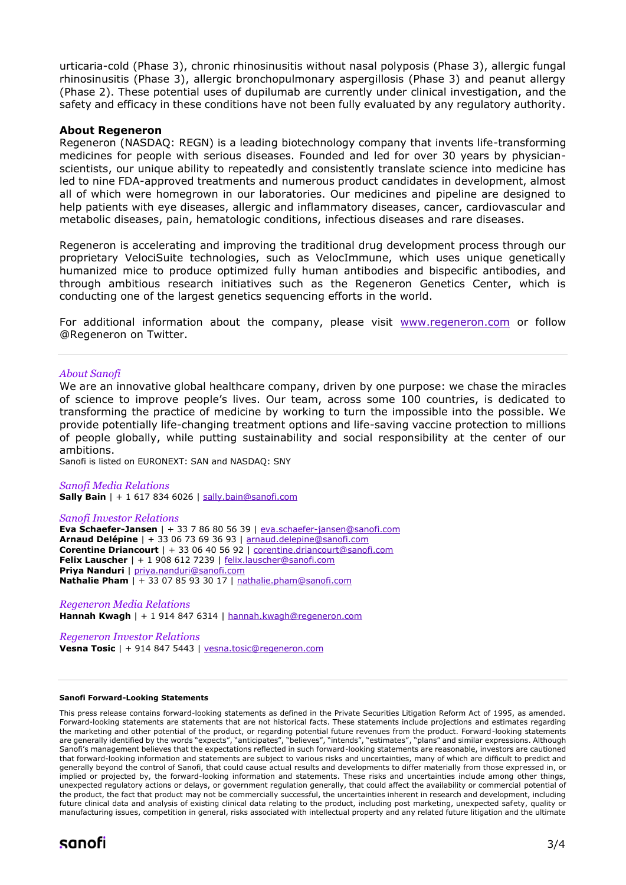urticaria-cold (Phase 3), chronic rhinosinusitis without nasal polyposis (Phase 3), allergic fungal rhinosinusitis (Phase 3), allergic bronchopulmonary aspergillosis (Phase 3) and peanut allergy (Phase 2). These potential uses of dupilumab are currently under clinical investigation, and the safety and efficacy in these conditions have not been fully evaluated by any regulatory authority.

**About Regeneron**
Regeneron (NASDAQ: REGN) is a leading biotechnology company that invents life-transforming medicines for people with serious diseases. Founded and led for over 30 years by physician-scientists, our unique ability to repeatedly and consistently translate science into medicine has led to nine FDA-approved treatments and numerous product candidates in development, almost all of which were homegrown in our laboratories. Our medicines and pipeline are designed to help patients with eye diseases, allergic and inflammatory diseases, cancer, cardiovascular and metabolic diseases, pain, hematologic conditions, infectious diseases and rare diseases.

Regeneron is accelerating and improving the traditional drug development process through our proprietary VelociSuite technologies, such as VelocImmune, which uses unique genetically humanized mice to produce optimized fully human antibodies and bispecific antibodies, and through ambitious research initiatives such as the Regeneron Genetics Center, which is conducting one of the largest genetics sequencing efforts in the world.

For additional information about the company, please visit www.regeneron.com or follow @Regeneron on Twitter.

---

*About Sanofi*
We are an innovative global healthcare company, driven by one purpose: we chase the miracles of science to improve people's lives. Our team, across some 100 countries, is dedicated to transforming the practice of medicine by working to turn the impossible into the possible. We provide potentially life-changing treatment options and life-saving vaccine protection to millions of people globally, while putting sustainability and social responsibility at the center of our ambitions.
Sanofi is listed on EURONEXT: SAN and NASDAQ: SNY

*Sanofi Media Relations*
**Sally Bain** | + 1 617 834 6026 | sally.bain@sanofi.com

*Sanofi Investor Relations*
**Eva Schaefer-Jansen** | + 33 7 86 80 56 39 | eva.schaefer-jansen@sanofi.com
**Arnaud Delépine** | + 33 06 73 69 36 93 | arnaud.delepine@sanofi.com
**Corentine Driancourt** | + 33 06 40 56 92 | corentine.driancourt@sanofi.com
**Felix Lauscher** | + 1 908 612 7239 | felix.lauscher@sanofi.com
**Priya Nanduri** | priya.nanduri@sanofi.com
**Nathalie Pham** | + 33 07 85 93 30 17 | nathalie.pham@sanofi.com

*Regeneron Media Relations*
**Hannah Kwagh** | + 1 914 847 6314 | hannah.kwagh@regeneron.com

*Regeneron Investor Relations*
**Vesna Tosic** | + 914 847 5443 | vesna.tosic@regeneron.com

---

**Sanofi Forward-Looking Statements**

This press release contains forward-looking statements as defined in the Private Securities Litigation Reform Act of 1995, as amended. Forward-looking statements are statements that are not historical facts. These statements include projections and estimates regarding the marketing and other potential of the product, or regarding potential future revenues from the product. Forward-looking statements are generally identified by the words "expects", "anticipates", "believes", "intends", "estimates", "plans" and similar expressions. Although Sanofi's management believes that the expectations reflected in such forward-looking statements are reasonable, investors are cautioned that forward-looking information and statements are subject to various risks and uncertainties, many of which are difficult to predict and generally beyond the control of Sanofi, that could cause actual results and developments to differ materially from those expressed in, or implied or projected by, the forward-looking information and statements. These risks and uncertainties include among other things, unexpected regulatory actions or delays, or government regulation generally, that could affect the availability or commercial potential of the product, the fact that product may not be commercially successful, the uncertainties inherent in research and development, including future clinical data and analysis of existing clinical data relating to the product, including post marketing, unexpected safety, quality or manufacturing issues, competition in general, risks associated with intellectual property and any related future litigation and the ultimate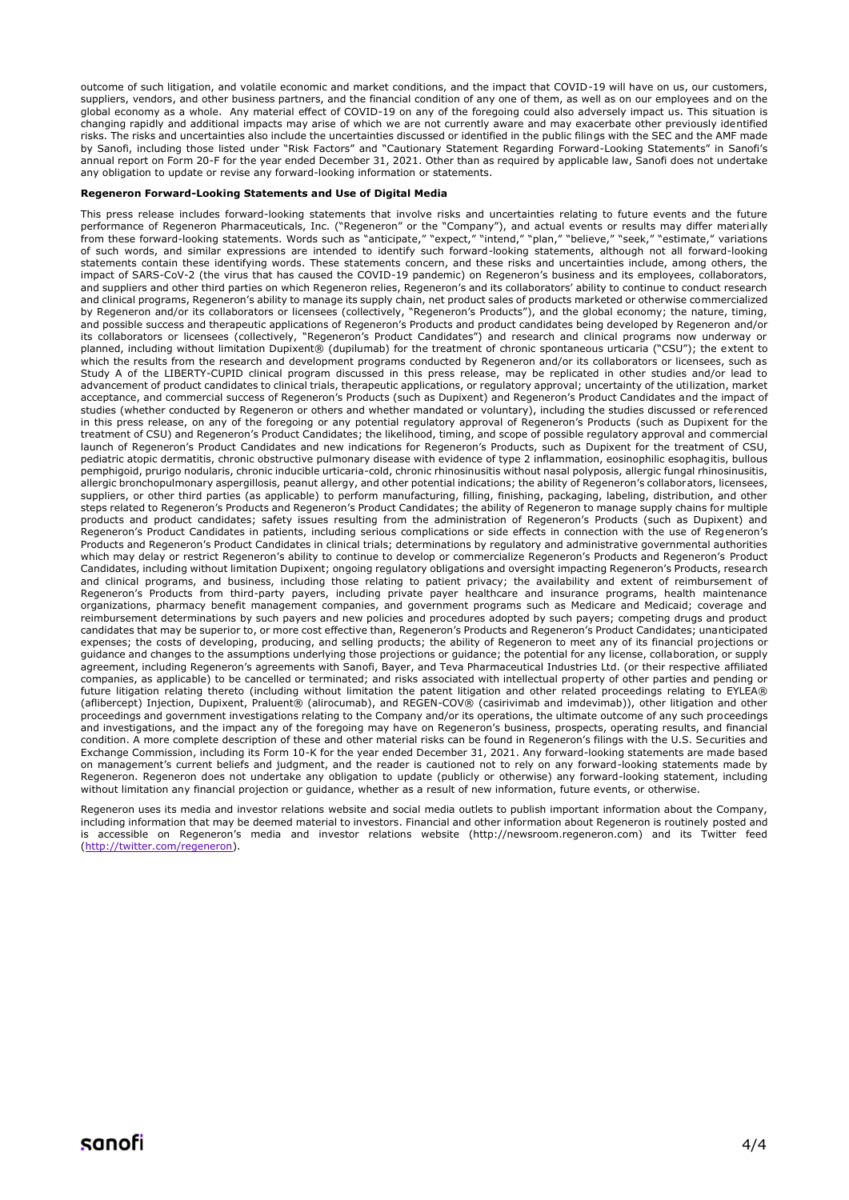outcome of such litigation, and volatile economic and market conditions, and the impact that COVID-19 will have on us, our customers, suppliers, vendors, and other business partners, and the financial condition of any one of them, as well as on our employees and on the global economy as a whole. Any material effect of COVID-19 on any of the foregoing could also adversely impact us. This situation is changing rapidly and additional impacts may arise of which we are not currently aware and may exacerbate other previously identified risks. The risks and uncertainties also include the uncertainties discussed or identified in the public filings with the SEC and the AMF made by Sanofi, including those listed under "Risk Factors" and "Cautionary Statement Regarding Forward-Looking Statements" in Sanofi's annual report on Form 20-F for the year ended December 31, 2021. Other than as required by applicable law, Sanofi does not undertake any obligation to update or revise any forward-looking information or statements.

**Regeneron Forward-Looking Statements and Use of Digital Media**

This press release includes forward-looking statements that involve risks and uncertainties relating to future events and the future performance of Regeneron Pharmaceuticals, Inc. ("Regeneron" or the "Company"), and actual events or results may differ materially from these forward-looking statements. Words such as "anticipate," "expect," "intend," "plan," "believe," "seek," "estimate," variations of such words, and similar expressions are intended to identify such forward-looking statements, although not all forward-looking statements contain these identifying words. These statements concern, and these risks and uncertainties include, among others, the impact of SARS-CoV-2 (the virus that has caused the COVID-19 pandemic) on Regeneron's business and its employees, collaborators, and suppliers and other third parties on which Regeneron relies, Regeneron's and its collaborators' ability to continue to conduct research and clinical programs, Regeneron's ability to manage its supply chain, net product sales of products marketed or otherwise commercialized by Regeneron and/or its collaborators or licensees (collectively, "Regeneron's Products"), and the global economy; the nature, timing, and possible success and therapeutic applications of Regeneron's Products and product candidates being developed by Regeneron and/or its collaborators or licensees (collectively, "Regeneron's Product Candidates") and research and clinical programs now underway or planned, including without limitation Dupixent® (dupilumab) for the treatment of chronic spontaneous urticaria ("CSU"); the extent to which the results from the research and development programs conducted by Regeneron and/or its collaborators or licensees, such as Study A of the LIBERTY-CUPID clinical program discussed in this press release, may be replicated in other studies and/or lead to advancement of product candidates to clinical trials, therapeutic applications, or regulatory approval; uncertainty of the utilization, market acceptance, and commercial success of Regeneron's Products (such as Dupixent) and Regeneron's Product Candidates and the impact of studies (whether conducted by Regeneron or others and whether mandated or voluntary), including the studies discussed or referenced in this press release, on any of the foregoing or any potential regulatory approval of Regeneron's Products (such as Dupixent for the treatment of CSU) and Regeneron's Product Candidates; the likelihood, timing, and scope of possible regulatory approval and commercial launch of Regeneron's Product Candidates and new indications for Regeneron's Products, such as Dupixent for the treatment of CSU, pediatric atopic dermatitis, chronic obstructive pulmonary disease with evidence of type 2 inflammation, eosinophilic esophagitis, bullous pemphigoid, prurigo nodularis, chronic inducible urticaria-cold, chronic rhinosinusitis without nasal polyposis, allergic fungal rhinosinusitis, allergic bronchopulmonary aspergillosis, peanut allergy, and other potential indications; the ability of Regeneron's collaborators, licensees, suppliers, or other third parties (as applicable) to perform manufacturing, filling, finishing, packaging, labeling, distribution, and other steps related to Regeneron's Products and Regeneron's Product Candidates; the ability of Regeneron to manage supply chains for multiple products and product candidates; safety issues resulting from the administration of Regeneron's Products (such as Dupixent) and Regeneron's Product Candidates in patients, including serious complications or side effects in connection with the use of Regeneron's Products and Regeneron's Product Candidates in clinical trials; determinations by regulatory and administrative governmental authorities which may delay or restrict Regeneron's ability to continue to develop or commercialize Regeneron's Products and Regeneron's Product Candidates, including without limitation Dupixent; ongoing regulatory obligations and oversight impacting Regeneron's Products, research and clinical programs, and business, including those relating to patient privacy; the availability and extent of reimbursement of Regeneron's Products from third-party payers, including private payer healthcare and insurance programs, health maintenance organizations, pharmacy benefit management companies, and government programs such as Medicare and Medicaid; coverage and reimbursement determinations by such payers and new policies and procedures adopted by such payers; competing drugs and product candidates that may be superior to, or more cost effective than, Regeneron's Products and Regeneron's Product Candidates; unanticipated expenses; the costs of developing, producing, and selling products; the ability of Regeneron to meet any of its financial projections or guidance and changes to the assumptions underlying those projections or guidance; the potential for any license, collaboration, or supply agreement, including Regeneron's agreements with Sanofi, Bayer, and Teva Pharmaceutical Industries Ltd. (or their respective affiliated companies, as applicable) to be cancelled or terminated; and risks associated with intellectual property of other parties and pending or future litigation relating thereto (including without limitation the patent litigation and other related proceedings relating to EYLEA® (aflibercept) Injection, Dupixent, Praluent® (alirocumab), and REGEN-COV® (casirivimab and imdevimab)), other litigation and other proceedings and government investigations relating to the Company and/or its operations, the ultimate outcome of any such proceedings and investigations, and the impact any of the foregoing may have on Regeneron's business, prospects, operating results, and financial condition. A more complete description of these and other material risks can be found in Regeneron's filings with the U.S. Securities and Exchange Commission, including its Form 10-K for the year ended December 31, 2021. Any forward-looking statements are made based on management's current beliefs and judgment, and the reader is cautioned not to rely on any forward-looking statements made by Regeneron. Regeneron does not undertake any obligation to update (publicly or otherwise) any forward-looking statement, including without limitation any financial projection or guidance, whether as a result of new information, future events, or otherwise.

Regeneron uses its media and investor relations website and social media outlets to publish important information about the Company, including information that may be deemed material to investors. Financial and other information about Regeneron is routinely posted and is accessible on Regeneron's media and investor relations website (http://newsroom.regeneron.com) and its Twitter feed (http://twitter.com/regeneron).